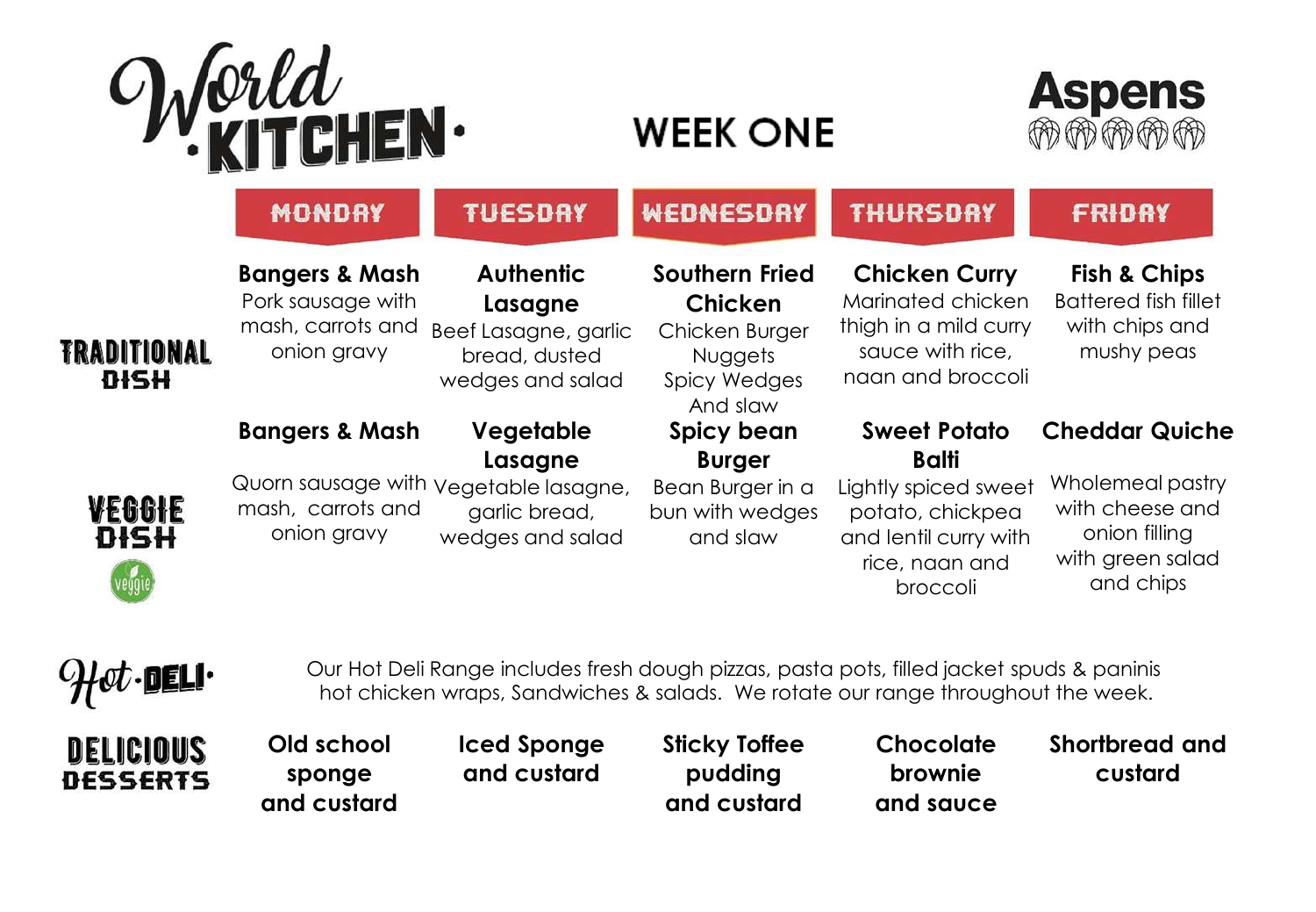# World KITCHEN

## WEEK ONE

Aspens

| | MONDAY | TUESDAY | WEDNESDAY | THURSDAY | FRIDAY |
|---|---|---|---|---|---|
| **TRADITIONAL DISH** | **Bangers & Mash** Pork sausage with mash, carrots and onion gravy | **Authentic Lasagne** Beef Lasagne, garlic bread, dusted wedges and salad | **Southern Fried Chicken** Chicken Burger Nuggets Spicy Wedges And slaw | **Chicken Curry** Marinated chicken thigh in a mild curry sauce with rice, naan and broccoli | **Fish & Chips** Battered fish fillet with chips and mushy peas |
| **VEGGIE DISH** (veggie) | **Bangers & Mash** Quorn sausage with mash, carrots and onion gravy | **Vegetable Lasagne** Vegetable lasagne, garlic bread, wedges and salad | **Spicy bean Burger** Bean Burger in a bun with wedges and slaw | **Sweet Potato Balti** Lightly spiced sweet potato, chickpea and lentil curry with rice, naan and broccoli | **Cheddar Quiche** Wholemeal pastry with cheese and onion filling with green salad and chips |

**Hot·DELI·**

Our Hot Deli Range includes fresh dough pizzas, pasta pots, filled jacket spuds & paninis hot chicken wraps, Sandwiches & salads. We rotate our range throughout the week.

| | MONDAY | TUESDAY | WEDNESDAY | THURSDAY | FRIDAY |
|---|---|---|---|---|---|
| **DELICIOUS DESSERTS** | **Old school sponge and custard** | **Iced Sponge and custard** | **Sticky Toffee pudding and custard** | **Chocolate brownie and sauce** | **Shortbread and custard** |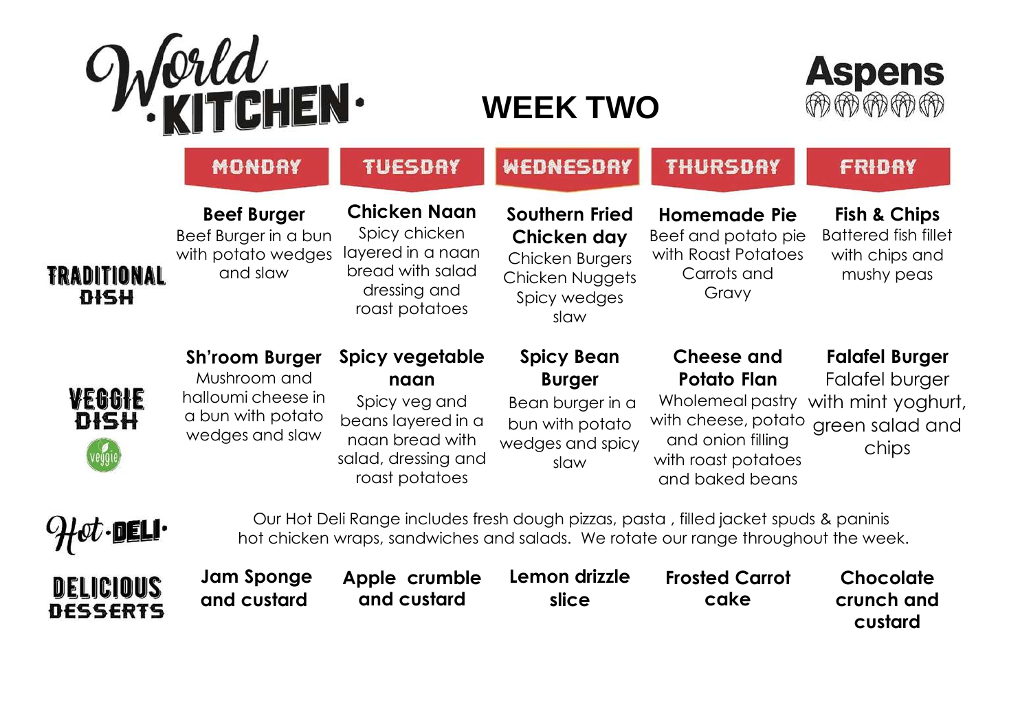World Kitchen

# WEEK TWO

Aspens

| | MONDAY | TUESDAY | WEDNESDAY | THURSDAY | FRIDAY |
| --- | --- | --- | --- | --- | --- |
| TRADITIONAL DISH | **Beef Burger** Beef Burger in a bun with potato wedges and slaw | **Chicken Naan** Spicy chicken layered in a naan bread with salad dressing and roast potatoes | **Southern Fried Chicken day** Chicken Burgers Chicken Nuggets Spicy wedges slaw | **Homemade Pie** Beef and potato pie with Roast Potatoes Carrots and Gravy | **Fish & Chips** Battered fish fillet with chips and mushy peas |
| VEGGIE DISH | **Sh'room Burger** Mushroom and halloumi cheese in a bun with potato wedges and slaw | **Spicy vegetable naan** Spicy veg and beans layered in a naan bread with salad, dressing and roast potatoes | **Spicy Bean Burger** Bean burger in a bun with potato wedges and spicy slaw | **Cheese and Potato Flan** Wholemeal pastry with cheese, potato and onion filling with roast potatoes and baked beans | **Falafel Burger** Falafel burger with mint yoghurt, green salad and chips |
| Hot DELI | Our Hot Deli Range includes fresh dough pizzas, pasta , filled jacket spuds & paninis hot chicken wraps, sandwiches and salads. We rotate our range throughout the week. | | | | |
| DELICIOUS DESSERTS | **Jam Sponge and custard** | **Apple crumble and custard** | **Lemon drizzle slice** | **Frosted Carrot cake** | **Chocolate crunch and custard** |